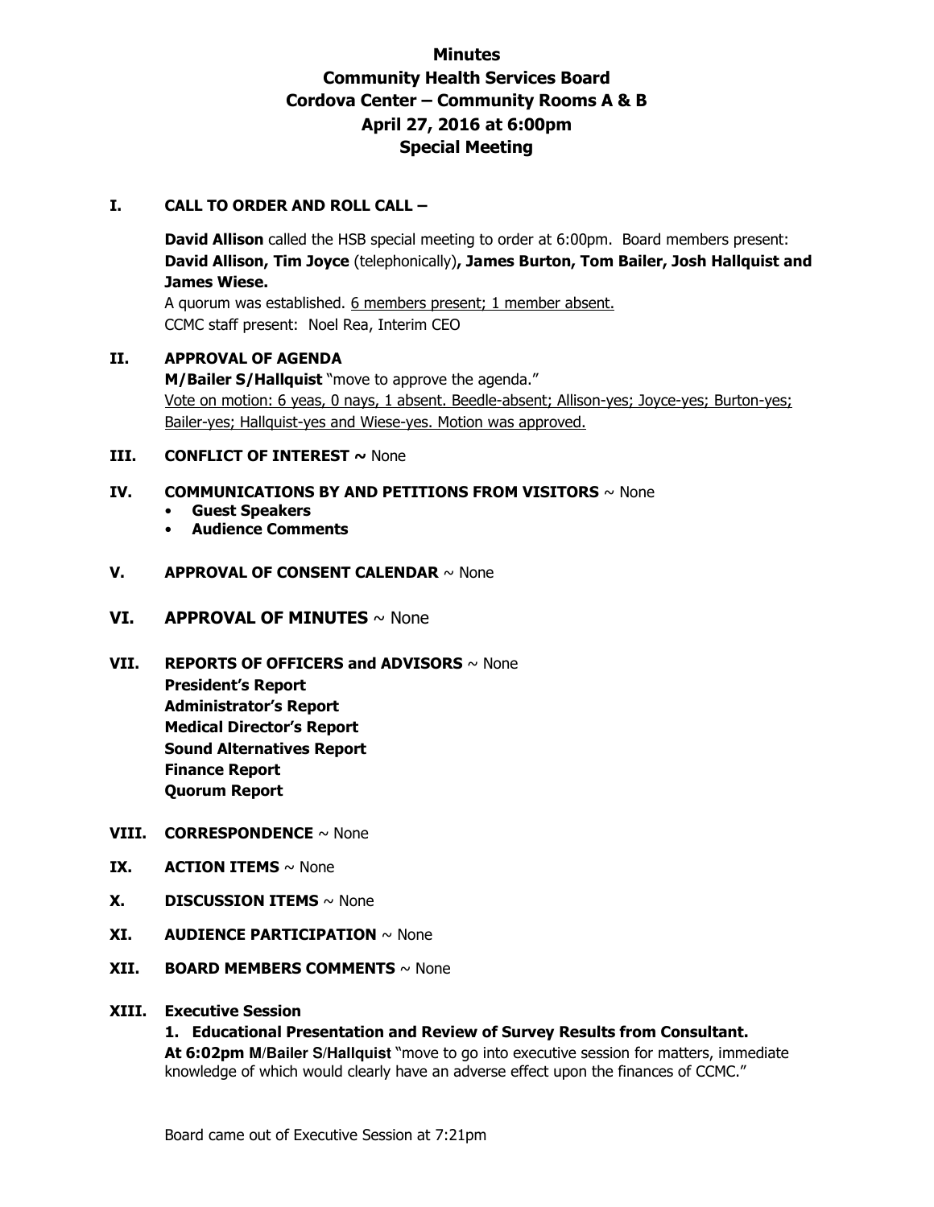# Minutes
# Community Health Services Board
# Cordova Center – Community Rooms A & B
# April 27, 2016 at 6:00pm
# Special Meeting

## I. CALL TO ORDER AND ROLL CALL –

**David Allison** called the HSB special meeting to order at 6:00pm. Board members present: **David Allison, Tim Joyce** (telephonically)**, James Burton, Tom Bailer, Josh Hallquist and James Wiese.**

A quorum was established. 6 members present; 1 member absent.

CCMC staff present: Noel Rea, Interim CEO

## II. APPROVAL OF AGENDA

**M/Bailer S/Hallquist** "move to approve the agenda."

Vote on motion: 6 yeas, 0 nays, 1 absent. Beedle-absent; Allison-yes; Joyce-yes; Burton-yes; Bailer-yes; Hallquist-yes and Wiese-yes. Motion was approved.

## III. CONFLICT OF INTEREST ~ None

## IV. COMMUNICATIONS BY AND PETITIONS FROM VISITORS ~ None

- **Guest Speakers**
- **Audience Comments**

## V. APPROVAL OF CONSENT CALENDAR ~ None

## VI. APPROVAL OF MINUTES ~ None

## VII. REPORTS OF OFFICERS and ADVISORS ~ None

**President's Report**
**Administrator's Report**
**Medical Director's Report**
**Sound Alternatives Report**
**Finance Report**
**Quorum Report**

## VIII. CORRESPONDENCE ~ None

## IX. ACTION ITEMS ~ None

## X. DISCUSSION ITEMS ~ None

## XI. AUDIENCE PARTICIPATION ~ None

## XII. BOARD MEMBERS COMMENTS ~ None

## XIII. Executive Session

**1. Educational Presentation and Review of Survey Results from Consultant.**

**At 6:02pm M/Bailer S/Hallquist** "move to go into executive session for matters, immediate knowledge of which would clearly have an adverse effect upon the finances of CCMC."

Board came out of Executive Session at 7:21pm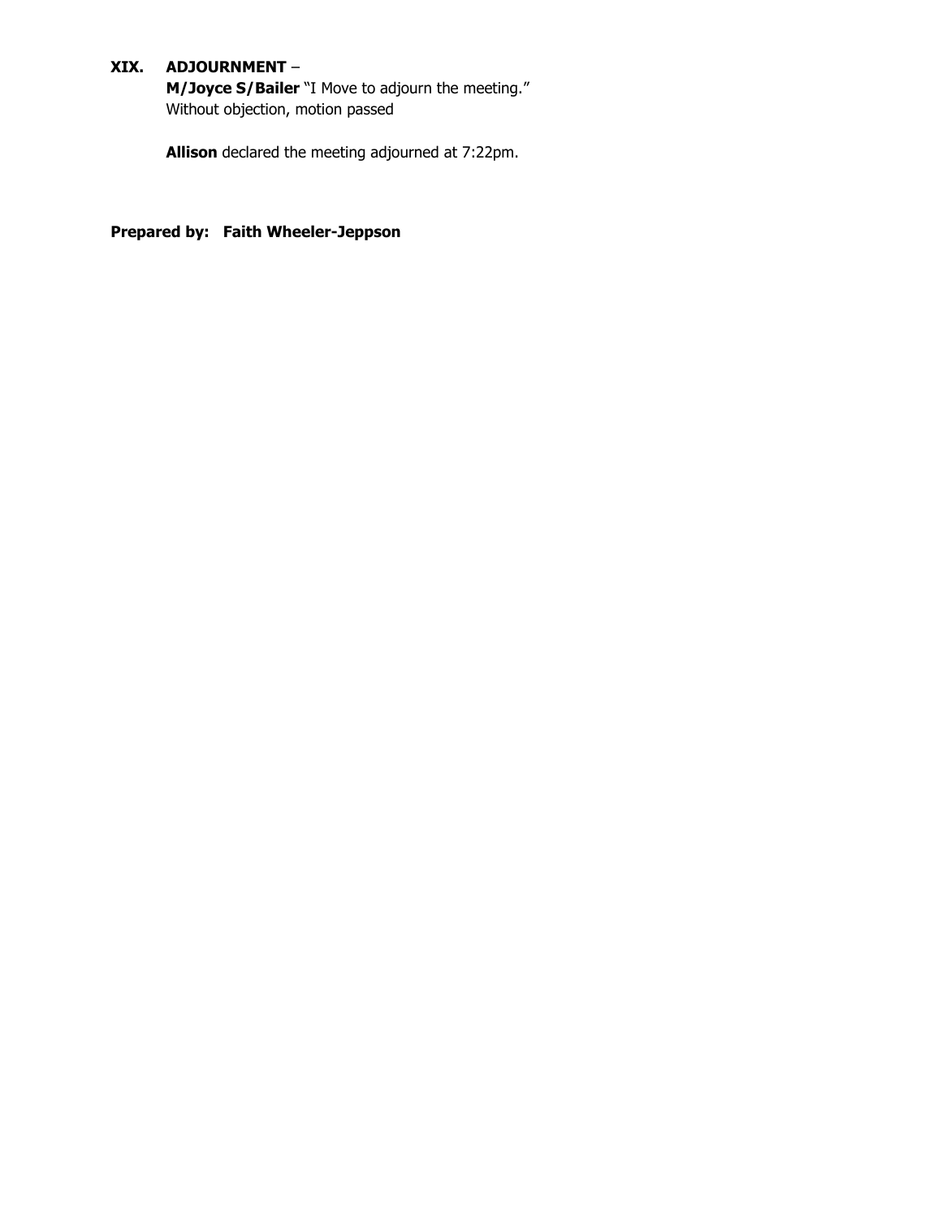**XIX. ADJOURNMENT** –

**M/Joyce S/Bailer** "I Move to adjourn the meeting."
Without objection, motion passed

**Allison** declared the meeting adjourned at 7:22pm.

**Prepared by: Faith Wheeler-Jeppson**